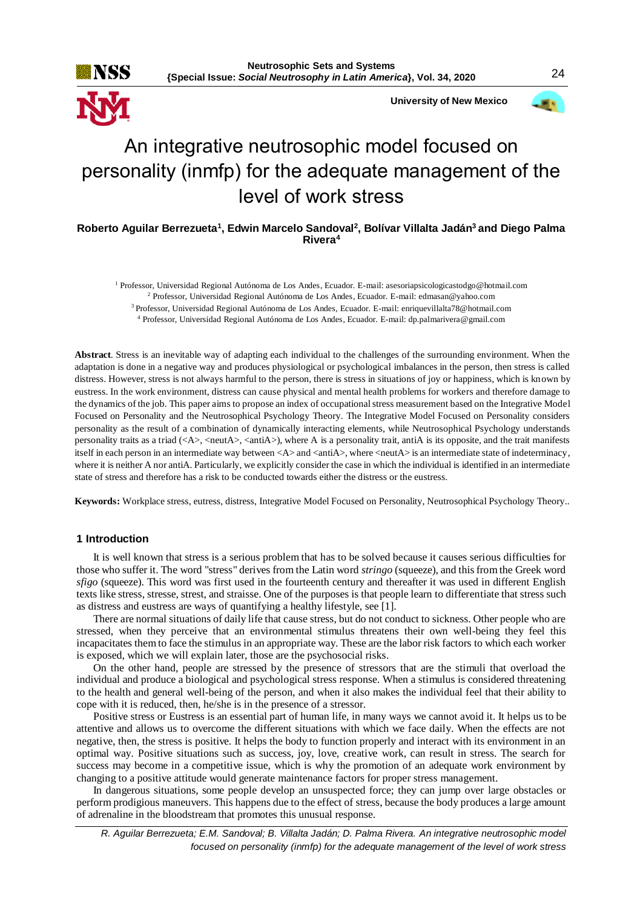# An integrative neutrosophic model focused on personality (inmfp) for the adequate management of the level of work stress

**Roberto Aguilar Berrezueta[1], Edwin Marcelo Sandoval[2], Bolívar Villalta Jadán[3] and Diego Palma Rivera[4]**

[1] Professor, Universidad Regional Autónoma de Los Andes, Ecuador. E-mail: asesoriapsicologicastodgo@hotmail.com
[2] Professor, Universidad Regional Autónoma de Los Andes, Ecuador. E-mail: edmasan@yahoo.com
[3] Professor, Universidad Regional Autónoma de Los Andes, Ecuador. E-mail: enriquevillalta78@hotmail.com
[4] Professor, Universidad Regional Autónoma de Los Andes, Ecuador. E-mail: dp.palmarivera@gmail.com

**Abstract**. Stress is an inevitable way of adapting each individual to the challenges of the surrounding environment. When the adaptation is done in a negative way and produces physiological or psychological imbalances in the person, then stress is called distress. However, stress is not always harmful to the person, there is stress in situations of joy or happiness, which is known by eustress. In the work environment, distress can cause physical and mental health problems for workers and therefore damage to the dynamics of the job. This paper aims to propose an index of occupational stress measurement based on the Integrative Model Focused on Personality and the Neutrosophical Psychology Theory. The Integrative Model Focused on Personality considers personality as the result of a combination of dynamically interacting elements, while Neutrosophical Psychology understands personality traits as a triad (<A>, <neutA>, <antiA>), where A is a personality trait, antiA is its opposite, and the trait manifests itself in each person in an intermediate way between <A> and <antiA>, where <neutA> is an intermediate state of indeterminacy, where it is neither A nor antiA. Particularly, we explicitly consider the case in which the individual is identified in an intermediate state of stress and therefore has a risk to be conducted towards either the distress or the eustress.

**Keywords:** Workplace stress, eustress, distress, Integrative Model Focused on Personality, Neutrosophical Psychology Theory..

## 1 Introduction

It is well known that stress is a serious problem that has to be solved because it causes serious difficulties for those who suffer it. The word "stress" derives from the Latin word *stringo* (squeeze), and this from the Greek word *sfigo* (squeeze). This word was first used in the fourteenth century and thereafter it was used in different English texts like stress, stresse, strest, and straisse. One of the purposes is that people learn to differentiate that stress such as distress and eustress are ways of quantifying a healthy lifestyle, see [1].

There are normal situations of daily life that cause stress, but do not conduct to sickness. Other people who are stressed, when they perceive that an environmental stimulus threatens their own well-being they feel this incapacitates them to face the stimulus in an appropriate way. These are the labor risk factors to which each worker is exposed, which we will explain later, those are the psychosocial risks.

On the other hand, people are stressed by the presence of stressors that are the stimuli that overload the individual and produce a biological and psychological stress response. When a stimulus is considered threatening to the health and general well-being of the person, and when it also makes the individual feel that their ability to cope with it is reduced, then, he/she is in the presence of a stressor.

Positive stress or Eustress is an essential part of human life, in many ways we cannot avoid it. It helps us to be attentive and allows us to overcome the different situations with which we face daily. When the effects are not negative, then, the stress is positive. It helps the body to function properly and interact with its environment in an optimal way. Positive situations such as success, joy, love, creative work, can result in stress. The search for success may become in a competitive issue, which is why the promotion of an adequate work environment by changing to a positive attitude would generate maintenance factors for proper stress management.

In dangerous situations, some people develop an unsuspected force; they can jump over large obstacles or perform prodigious maneuvers. This happens due to the effect of stress, because the body produces a large amount of adrenaline in the bloodstream that promotes this unusual response.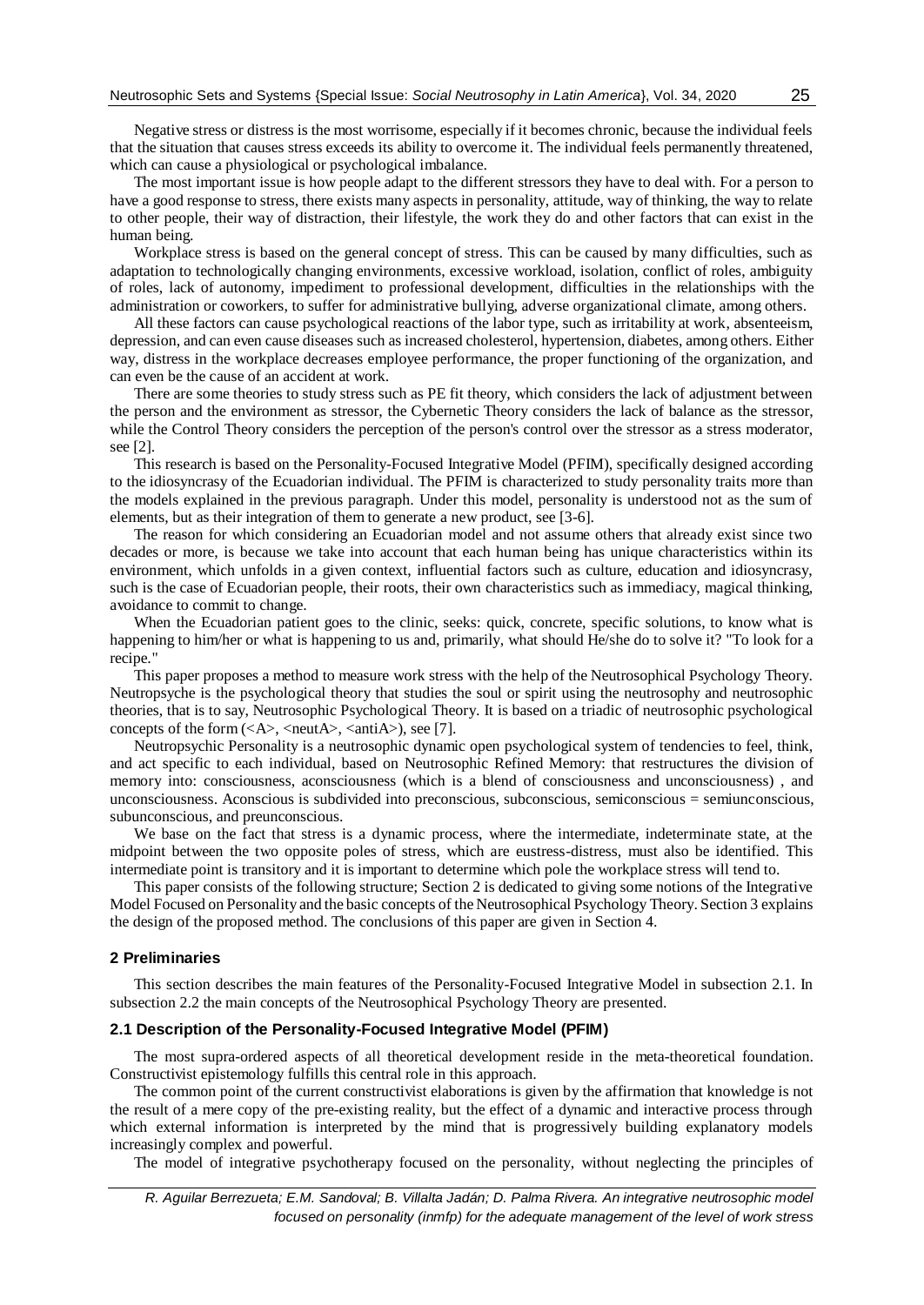Negative stress or distress is the most worrisome, especially if it becomes chronic, because the individual feels that the situation that causes stress exceeds its ability to overcome it. The individual feels permanently threatened, which can cause a physiological or psychological imbalance.

The most important issue is how people adapt to the different stressors they have to deal with. For a person to have a good response to stress, there exists many aspects in personality, attitude, way of thinking, the way to relate to other people, their way of distraction, their lifestyle, the work they do and other factors that can exist in the human being.

Workplace stress is based on the general concept of stress. This can be caused by many difficulties, such as adaptation to technologically changing environments, excessive workload, isolation, conflict of roles, ambiguity of roles, lack of autonomy, impediment to professional development, difficulties in the relationships with the administration or coworkers, to suffer for administrative bullying, adverse organizational climate, among others.

All these factors can cause psychological reactions of the labor type, such as irritability at work, absenteeism, depression, and can even cause diseases such as increased cholesterol, hypertension, diabetes, among others. Either way, distress in the workplace decreases employee performance, the proper functioning of the organization, and can even be the cause of an accident at work.

There are some theories to study stress such as PE fit theory, which considers the lack of adjustment between the person and the environment as stressor, the Cybernetic Theory considers the lack of balance as the stressor, while the Control Theory considers the perception of the person's control over the stressor as a stress moderator, see [2].

This research is based on the Personality-Focused Integrative Model (PFIM), specifically designed according to the idiosyncrasy of the Ecuadorian individual. The PFIM is characterized to study personality traits more than the models explained in the previous paragraph. Under this model, personality is understood not as the sum of elements, but as their integration of them to generate a new product, see [3-6].

The reason for which considering an Ecuadorian model and not assume others that already exist since two decades or more, is because we take into account that each human being has unique characteristics within its environment, which unfolds in a given context, influential factors such as culture, education and idiosyncrasy, such is the case of Ecuadorian people, their roots, their own characteristics such as immediacy, magical thinking, avoidance to commit to change.

When the Ecuadorian patient goes to the clinic, seeks: quick, concrete, specific solutions, to know what is happening to him/her or what is happening to us and, primarily, what should He/she do to solve it? "To look for a recipe."

This paper proposes a method to measure work stress with the help of the Neutrosophical Psychology Theory. Neutropsyche is the psychological theory that studies the soul or spirit using the neutrosophy and neutrosophic theories, that is to say, Neutrosophic Psychological Theory. It is based on a triadic of neutrosophic psychological concepts of the form (<A>, <neutA>, <antiA>), see [7].

Neutropsychic Personality is a neutrosophic dynamic open psychological system of tendencies to feel, think, and act specific to each individual, based on Neutrosophic Refined Memory: that restructures the division of memory into: consciousness, aconsciousness (which is a blend of consciousness and unconsciousness) , and unconsciousness. Aconscious is subdivided into preconscious, subconscious, semiconscious = semiunconscious, subunconscious, and preunconscious.

We base on the fact that stress is a dynamic process, where the intermediate, indeterminate state, at the midpoint between the two opposite poles of stress, which are eustress-distress, must also be identified. This intermediate point is transitory and it is important to determine which pole the workplace stress will tend to.

This paper consists of the following structure; Section 2 is dedicated to giving some notions of the Integrative Model Focused on Personality and the basic concepts of the Neutrosophical Psychology Theory. Section 3 explains the design of the proposed method. The conclusions of this paper are given in Section 4.

## 2 Preliminaries

This section describes the main features of the Personality-Focused Integrative Model in subsection 2.1. In subsection 2.2 the main concepts of the Neutrosophical Psychology Theory are presented.

### 2.1 Description of the Personality-Focused Integrative Model (PFIM)

The most supra-ordered aspects of all theoretical development reside in the meta-theoretical foundation. Constructivist epistemology fulfills this central role in this approach.

The common point of the current constructivist elaborations is given by the affirmation that knowledge is not the result of a mere copy of the pre-existing reality, but the effect of a dynamic and interactive process through which external information is interpreted by the mind that is progressively building explanatory models increasingly complex and powerful.

The model of integrative psychotherapy focused on the personality, without neglecting the principles of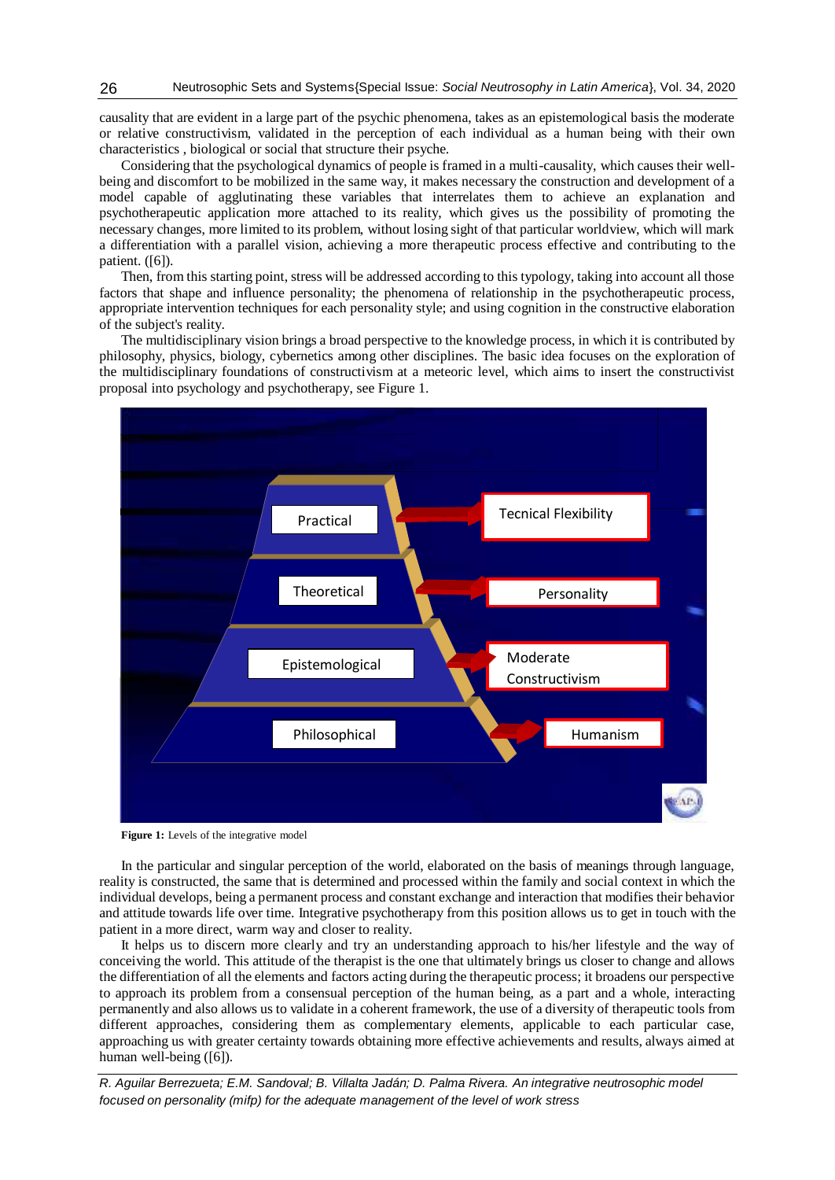causality that are evident in a large part of the psychic phenomena, takes as an epistemological basis the moderate or relative constructivism, validated in the perception of each individual as a human being with their own characteristics , biological or social that structure their psyche.

Considering that the psychological dynamics of people is framed in a multi-causality, which causes their well-being and discomfort to be mobilized in the same way, it makes necessary the construction and development of a model capable of agglutinating these variables that interrelates them to achieve an explanation and psychotherapeutic application more attached to its reality, which gives us the possibility of promoting the necessary changes, more limited to its problem, without losing sight of that particular worldview, which will mark a differentiation with a parallel vision, achieving a more therapeutic process effective and contributing to the patient. ([6]).

Then, from this starting point, stress will be addressed according to this typology, taking into account all those factors that shape and influence personality; the phenomena of relationship in the psychotherapeutic process, appropriate intervention techniques for each personality style; and using cognition in the constructive elaboration of the subject's reality.

The multidisciplinary vision brings a broad perspective to the knowledge process, in which it is contributed by philosophy, physics, biology, cybernetics among other disciplines. The basic idea focuses on the exploration of the multidisciplinary foundations of constructivism at a meteoric level, which aims to insert the constructivist proposal into psychology and psychotherapy, see Figure 1.

**Figure 1:** Levels of the integrative model

In the particular and singular perception of the world, elaborated on the basis of meanings through language, reality is constructed, the same that is determined and processed within the family and social context in which the individual develops, being a permanent process and constant exchange and interaction that modifies their behavior and attitude towards life over time. Integrative psychotherapy from this position allows us to get in touch with the patient in a more direct, warm way and closer to reality.

It helps us to discern more clearly and try an understanding approach to his/her lifestyle and the way of conceiving the world. This attitude of the therapist is the one that ultimately brings us closer to change and allows the differentiation of all the elements and factors acting during the therapeutic process; it broadens our perspective to approach its problem from a consensual perception of the human being, as a part and a whole, interacting permanently and also allows us to validate in a coherent framework, the use of a diversity of therapeutic tools from different approaches, considering them as complementary elements, applicable to each particular case, approaching us with greater certainty towards obtaining more effective achievements and results, always aimed at human well-being ([6]).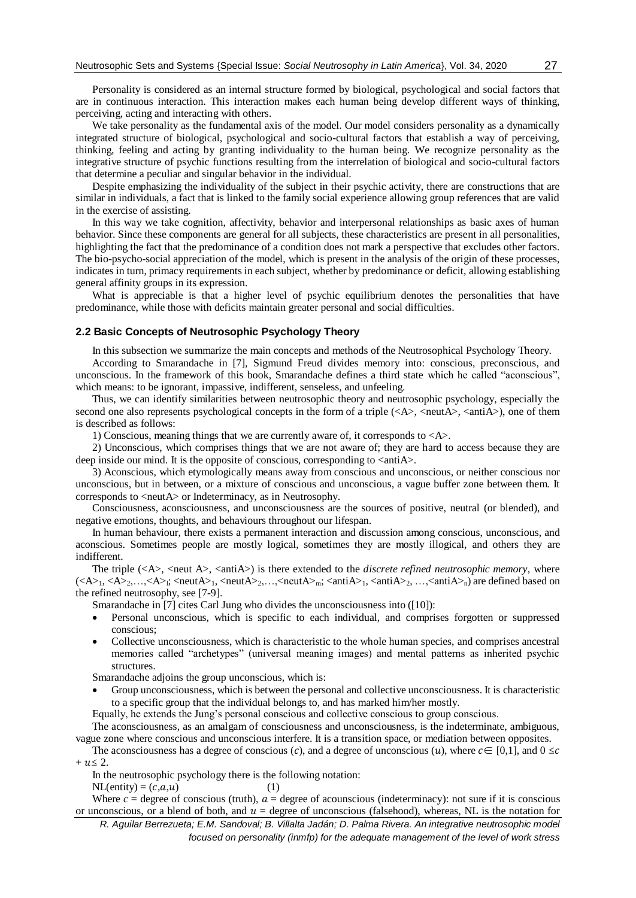Personality is considered as an internal structure formed by biological, psychological and social factors that are in continuous interaction. This interaction makes each human being develop different ways of thinking, perceiving, acting and interacting with others.

We take personality as the fundamental axis of the model. Our model considers personality as a dynamically integrated structure of biological, psychological and socio-cultural factors that establish a way of perceiving, thinking, feeling and acting by granting individuality to the human being. We recognize personality as the integrative structure of psychic functions resulting from the interrelation of biological and socio-cultural factors that determine a peculiar and singular behavior in the individual.

Despite emphasizing the individuality of the subject in their psychic activity, there are constructions that are similar in individuals, a fact that is linked to the family social experience allowing group references that are valid in the exercise of assisting.

In this way we take cognition, affectivity, behavior and interpersonal relationships as basic axes of human behavior. Since these components are general for all subjects, these characteristics are present in all personalities, highlighting the fact that the predominance of a condition does not mark a perspective that excludes other factors. The bio-psycho-social appreciation of the model, which is present in the analysis of the origin of these processes, indicates in turn, primacy requirements in each subject, whether by predominance or deficit, allowing establishing general affinity groups in its expression.

What is appreciable is that a higher level of psychic equilibrium denotes the personalities that have predominance, while those with deficits maintain greater personal and social difficulties.

## 2.2 Basic Concepts of Neutrosophic Psychology Theory

In this subsection we summarize the main concepts and methods of the Neutrosophical Psychology Theory.

According to Smarandache in [7], Sigmund Freud divides memory into: conscious, preconscious, and unconscious. In the framework of this book, Smarandache defines a third state which he called "aconscious", which means: to be ignorant, impassive, indifferent, senseless, and unfeeling.

Thus, we can identify similarities between neutrosophic theory and neutrosophic psychology, especially the second one also represents psychological concepts in the form of a triple (<A>, <neutA>, <antiA>), one of them is described as follows:

1) Conscious, meaning things that we are currently aware of, it corresponds to <A>.

2) Unconscious, which comprises things that we are not aware of; they are hard to access because they are deep inside our mind. It is the opposite of conscious, corresponding to <antiA>.

3) Aconscious, which etymologically means away from conscious and unconscious, or neither conscious nor unconscious, but in between, or a mixture of conscious and unconscious, a vague buffer zone between them. It corresponds to <neutA> or Indeterminacy, as in Neutrosophy.

Consciousness, aconsciousness, and unconsciousness are the sources of positive, neutral (or blended), and negative emotions, thoughts, and behaviours throughout our lifespan.

In human behaviour, there exists a permanent interaction and discussion among conscious, unconscious, and aconscious. Sometimes people are mostly logical, sometimes they are mostly illogical, and others they are indifferent.

The triple (<A>, <neut A>, <antiA>) is there extended to the *discrete refined neutrosophic memory*, where ($<A>_1$, $<A>_2$,…,$<A>_l$; $<neutA>_1$, $<neutA>_2$,…,$<neutA>_m$; $<antiA>_1$, $<antiA>_2$, …,$<antiA>_n$) are defined based on the refined neutrosophy, see [7-9].

Smarandache in [7] cites Carl Jung who divides the unconsciousness into ([10]):

- Personal unconscious, which is specific to each individual, and comprises forgotten or suppressed conscious;
- Collective unconsciousness, which is characteristic to the whole human species, and comprises ancestral memories called "archetypes" (universal meaning images) and mental patterns as inherited psychic structures.

Smarandache adjoins the group unconscious, which is:

- Group unconsciousness, which is between the personal and collective unconsciousness. It is characteristic to a specific group that the individual belongs to, and has marked him/her mostly.

Equally, he extends the Jung's personal conscious and collective conscious to group conscious.

The aconsciousness, as an amalgam of consciousness and unconsciousness, is the indeterminate, ambiguous, vague zone where conscious and unconscious interfere. It is a transition space, or mediation between opposites.

The aconsciousness has a degree of conscious ($c$), and a degree of unconscious ($u$), where $c \in [0,1]$, and $0 \leq c + u \leq 2$.

In the neutrosophic psychology there is the following notation:

$$\text{NL(entity)} = (c,a,u) \tag{1}$$

Where $c$ = degree of conscious (truth), $a$ = degree of acounscious (indeterminacy): not sure if it is conscious or unconscious, or a blend of both, and $u$ = degree of unconscious (falsehood), whereas, NL is the notation for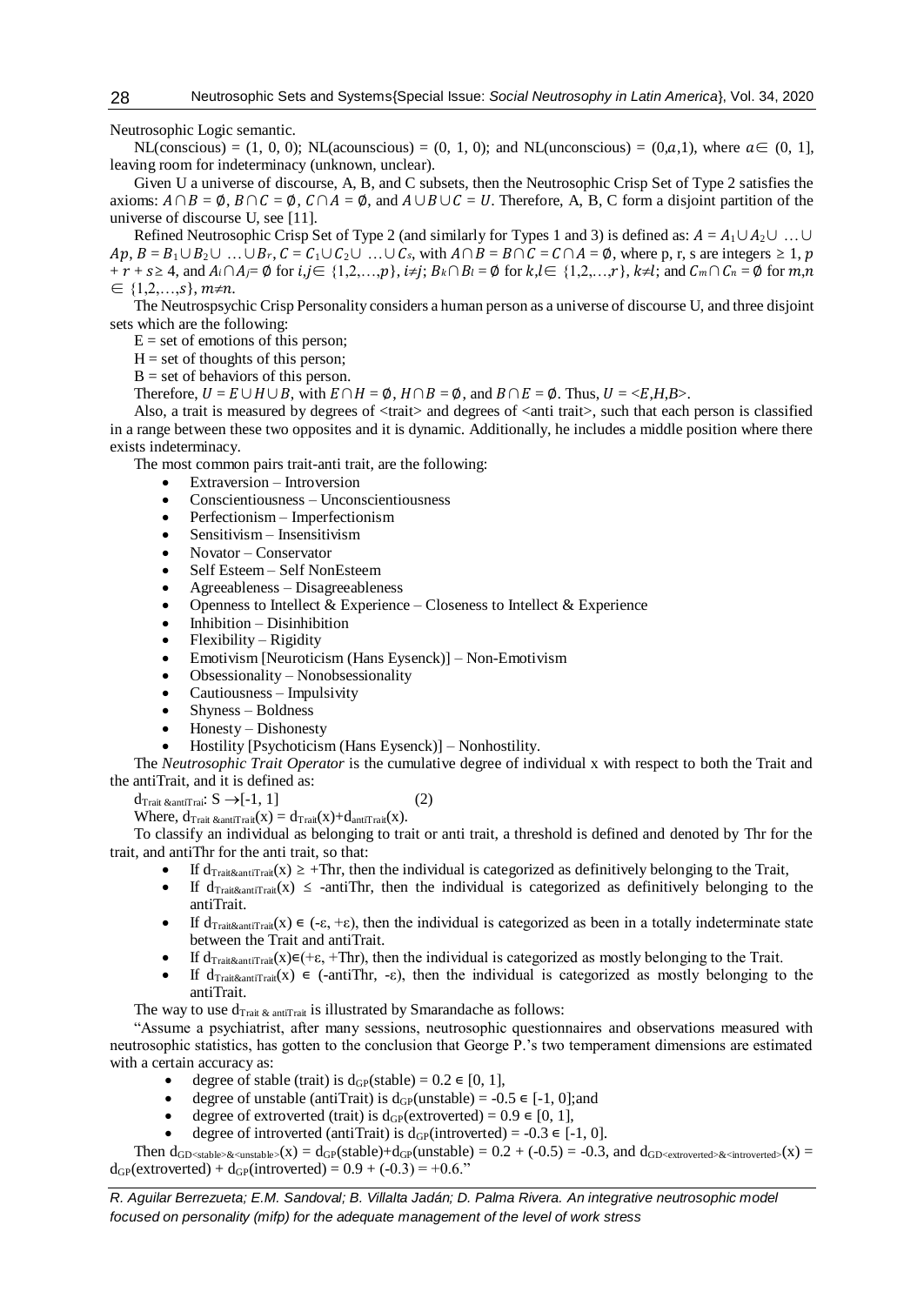Neutrosophic Logic semantic.

NL(conscious) = (1, 0, 0); NL(acounscious) = (0, 1, 0); and NL(unconscious) = $(0,a,1)$, where $a \in (0, 1]$, leaving room for indeterminacy (unknown, unclear).

Given U a universe of discourse, A, B, and C subsets, then the Neutrosophic Crisp Set of Type 2 satisfies the axioms: $A \cap B = \emptyset$, $B \cap C = \emptyset$, $C \cap A = \emptyset$, and $A \cup B \cup C = U$. Therefore, A, B, C form a disjoint partition of the universe of discourse U, see [11].

Refined Neutrosophic Crisp Set of Type 2 (and similarly for Types 1 and 3) is defined as: $A = A_1 \cup A_2 \cup \ldots \cup Ap$, $B = B_1 \cup B_2 \cup \ldots \cup B_r$, $C = C_1 \cup C_2 \cup \ldots \cup C_s$, with $A \cap B = B \cap C = C \cap A = \emptyset$, where p, r, s are integers $\geq 1$, $p + r + s \geq 4$, and $A_i \cap A_j = \emptyset$ for $i,j \in \{1,2,\ldots,p\}$, $i \neq j$; $B_k \cap B_l = \emptyset$ for $k,l \in \{1,2,\ldots,r\}$, $k \neq l$; and $C_m \cap C_n = \emptyset$ for $m,n \in \{1,2,\ldots,s\}$, $m \neq n$.

The Neutrospsychic Crisp Personality considers a human person as a universe of discourse U, and three disjoint sets which are the following:

E = set of emotions of this person;

H = set of thoughts of this person;

B = set of behaviors of this person.

Therefore, $U = E \cup H \cup B$, with $E \cap H = \emptyset$, $H \cap B = \emptyset$, and $B \cap E = \emptyset$. Thus, $U = <E,H,B>$.

Also, a trait is measured by degrees of <trait> and degrees of <anti trait>, such that each person is classified in a range between these two opposites and it is dynamic. Additionally, he includes a middle position where there exists indeterminacy.

The most common pairs trait-anti trait, are the following:

- Extraversion – Introversion
- Conscientiousness – Unconscientiousness
- Perfectionism – Imperfectionism
- Sensitivism – Insensitivism
- Novator – Conservator
- Self Esteem – Self NonEsteem
- Agreeableness – Disagreeableness
- Openness to Intellect & Experience – Closeness to Intellect & Experience
- Inhibition – Disinhibition
- Flexibility – Rigidity
- Emotivism [Neuroticism (Hans Eysenck)] – Non-Emotivism
- Obsessionality – Nonobsessionality
- Cautiousness – Impulsivity
- Shyness – Boldness
- Honesty – Dishonesty
- Hostility [Psychoticism (Hans Eysenck)] – Nonhostility.

The *Neutrosophic Trait Operator* is the cumulative degree of individual x with respect to both the Trait and the antiTrait, and it is defined as:

$$d_{Trait\,\&antiTrai}: S \rightarrow [-1, 1] \qquad (2)$$

Where, $d_{Trait\,\&antiTrait}(x) = d_{Trait}(x) + d_{antiTrait}(x)$.

To classify an individual as belonging to trait or anti trait, a threshold is defined and denoted by Thr for the trait, and antiThr for the anti trait, so that:

- If $d_{Trait\&antiTrait}(x) \geq +Thr$, then the individual is categorized as definitively belonging to the Trait,
- If $d_{Trait\&antiTrait}(x) \leq -antiThr$, then the individual is categorized as definitively belonging to the antiTrait.
- If $d_{Trait\&antiTrait}(x) \in (-\varepsilon, +\varepsilon)$, then the individual is categorized as been in a totally indeterminate state between the Trait and antiTrait.
- If $d_{Trait\&antiTrait}(x) \in (+\varepsilon, +Thr)$, then the individual is categorized as mostly belonging to the Trait.
- If $d_{Trait\&antiTrait}(x) \in (-antiThr, -\varepsilon)$, then the individual is categorized as mostly belonging to the antiTrait.

The way to use $d_{Trait\,\&\,antiTrait}$ is illustrated by Smarandache as follows:

"Assume a psychiatrist, after many sessions, neutrosophic questionnaires and observations measured with neutrosophic statistics, has gotten to the conclusion that George P.'s two temperament dimensions are estimated with a certain accuracy as:

- degree of stable (trait) is $d_{GP}(\text{stable}) = 0.2 \in [0, 1]$,
- degree of unstable (antiTrait) is $d_{GP}(\text{unstable}) = -0.5 \in [-1, 0]$;and
- degree of extroverted (trait) is $d_{GP}(\text{extroverted}) = 0.9 \in [0, 1]$,
- degree of introverted (antiTrait) is $d_{GP}(\text{introverted}) = -0.3 \in [-1, 0]$.

Then $d_{GD<stable>\&<unstable>}(x) = d_{GP}(\text{stable}) + d_{GP}(\text{unstable}) = 0.2 + (-0.5) = -0.3$, and $d_{GD<extroverted>\&<introverted>}(x) = d_{GP}(\text{extroverted}) + d_{GP}(\text{introverted}) = 0.9 + (-0.3) = +0.6$."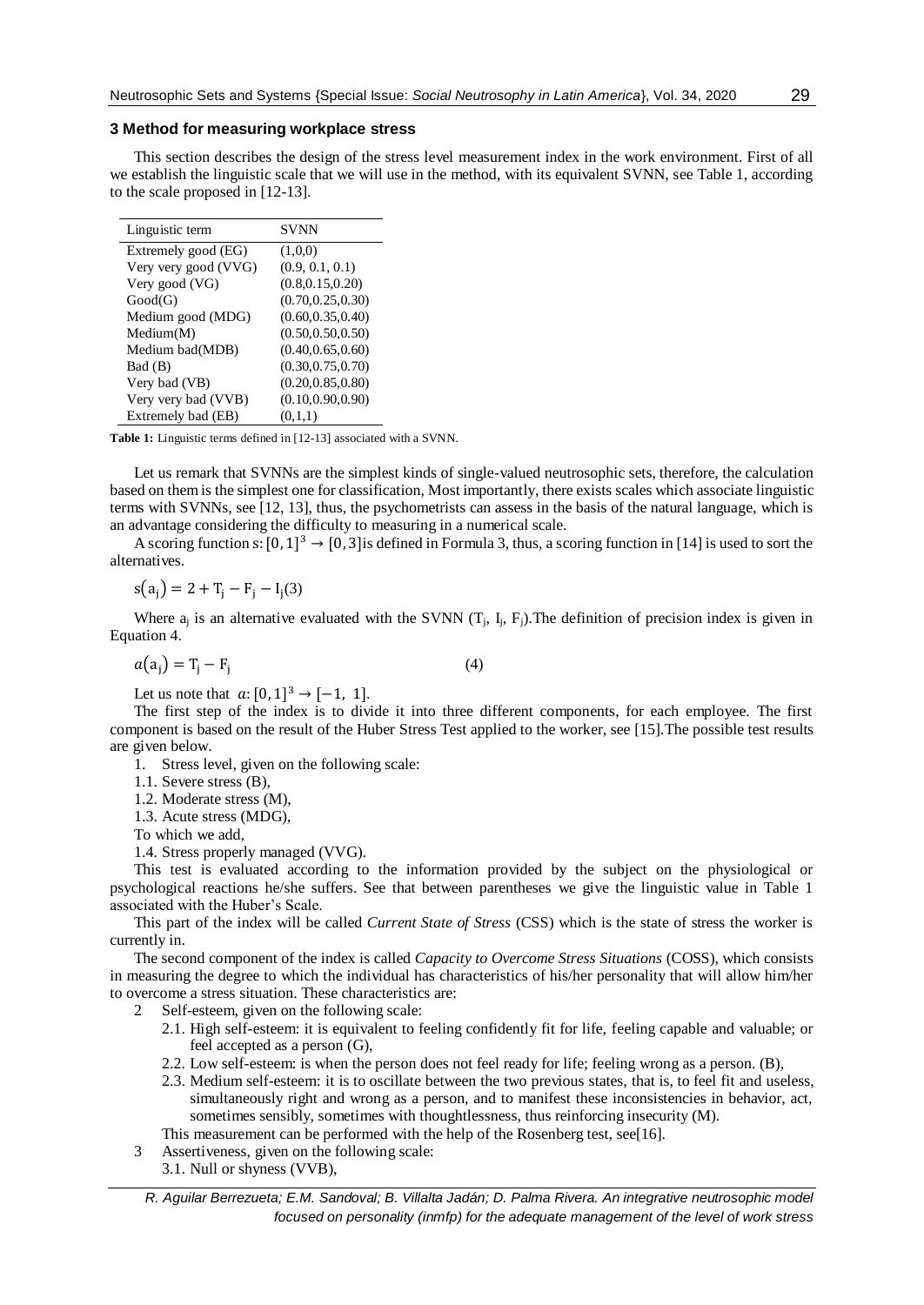### 3 Method for measuring workplace stress

This section describes the design of the stress level measurement index in the work environment. First of all we establish the linguistic scale that we will use in the method, with its equivalent SVNN, see Table 1, according to the scale proposed in [12-13].

| Linguistic term | SVNN |
|---|---|
| Extremely good (EG) | (1,0,0) |
| Very very good (VVG) | (0.9, 0.1, 0.1) |
| Very good (VG) | (0.8,0.15,0.20) |
| Good(G) | (0.70,0.25,0.30) |
| Medium good (MDG) | (0.60,0.35,0.40) |
| Medium(M) | (0.50,0.50,0.50) |
| Medium bad(MDB) | (0.40,0.65,0.60) |
| Bad (B) | (0.30,0.75,0.70) |
| Very bad (VB) | (0.20,0.85,0.80) |
| Very very bad (VVB) | (0.10,0.90,0.90) |
| Extremely bad (EB) | (0,1,1) |

**Table 1:** Linguistic terms defined in [12-13] associated with a SVNN.

Let us remark that SVNNs are the simplest kinds of single-valued neutrosophic sets, therefore, the calculation based on them is the simplest one for classification, Most importantly, there exists scales which associate linguistic terms with SVNNs, see [12, 13], thus, the psychometrists can assess in the basis of the natural language, which is an advantage considering the difficulty to measuring in a numerical scale.

A scoring function $s: [0,1]^3 \rightarrow [0,3]$ is defined in Formula 3, thus, a scoring function in [14] is used to sort the alternatives.

$$s(a_j) = 2 + T_j - F_j - I_j \quad (3)$$

Where $a_j$ is an alternative evaluated with the SVNN ($T_j$, $I_j$, $F_j$).The definition of precision index is given in Equation 4.

$$a(a_j) = T_j - F_j \quad (4)$$

Let us note that $a: [0,1]^3 \rightarrow [-1, 1]$.

The first step of the index is to divide it into three different components, for each employee. The first component is based on the result of the Huber Stress Test applied to the worker, see [15].The possible test results are given below.

1. Stress level, given on the following scale:

1.1. Severe stress (B),

1.2. Moderate stress (M),

1.3. Acute stress (MDG),

To which we add,

1.4. Stress properly managed (VVG).

This test is evaluated according to the information provided by the subject on the physiological or psychological reactions he/she suffers. See that between parentheses we give the linguistic value in Table 1 associated with the Huber's Scale.

This part of the index will be called *Current State of Stress* (CSS) which is the state of stress the worker is currently in.

The second component of the index is called *Capacity to Overcome Stress Situations* (COSS), which consists in measuring the degree to which the individual has characteristics of his/her personality that will allow him/her to overcome a stress situation. These characteristics are:

2 Self-esteem, given on the following scale:

2.1. High self-esteem: it is equivalent to feeling confidently fit for life, feeling capable and valuable; or feel accepted as a person (G),

2.2. Low self-esteem: is when the person does not feel ready for life; feeling wrong as a person. (B),

2.3. Medium self-esteem: it is to oscillate between the two previous states, that is, to feel fit and useless, simultaneously right and wrong as a person, and to manifest these inconsistencies in behavior, act, sometimes sensibly, sometimes with thoughtlessness, thus reinforcing insecurity (M).

This measurement can be performed with the help of the Rosenberg test, see[16].

3 Assertiveness, given on the following scale:

3.1. Null or shyness (VVB),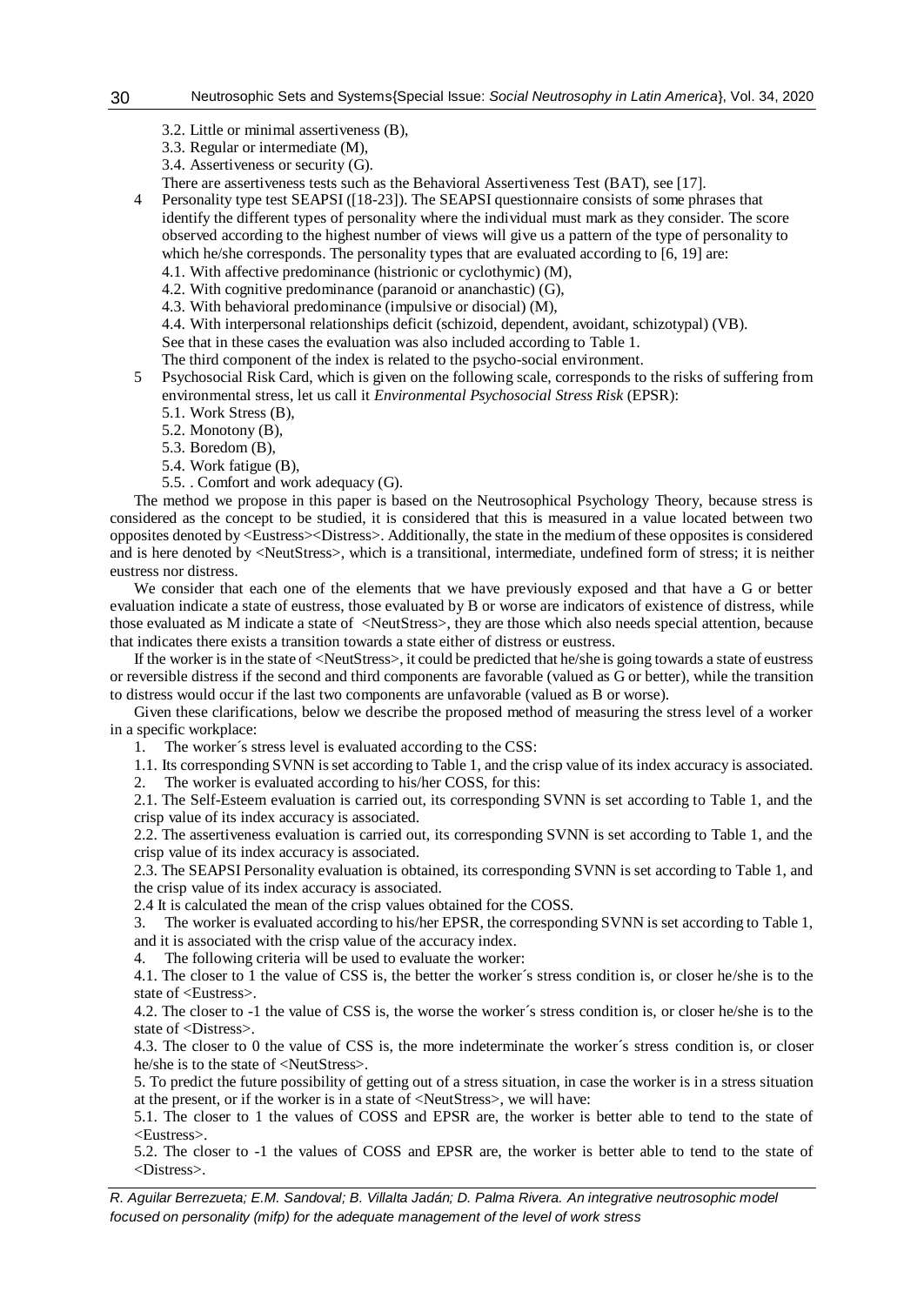3.2. Little or minimal assertiveness (B),

3.3. Regular or intermediate (M),

3.4. Assertiveness or security (G).

There are assertiveness tests such as the Behavioral Assertiveness Test (BAT), see [17].

4 Personality type test SEAPSI ([18-23]). The SEAPSI questionnaire consists of some phrases that identify the different types of personality where the individual must mark as they consider. The score observed according to the highest number of views will give us a pattern of the type of personality to which he/she corresponds. The personality types that are evaluated according to [6, 19] are:

4.1. With affective predominance (histrionic or cyclothymic) (M),

4.2. With cognitive predominance (paranoid or ananchastic) (G),

4.3. With behavioral predominance (impulsive or disocial) (M),

4.4. With interpersonal relationships deficit (schizoid, dependent, avoidant, schizotypal) (VB).

See that in these cases the evaluation was also included according to Table 1.

The third component of the index is related to the psycho-social environment.

5 Psychosocial Risk Card, which is given on the following scale, corresponds to the risks of suffering from environmental stress, let us call it *Environmental Psychosocial Stress Risk* (EPSR):

5.1. Work Stress (B),

5.2. Monotony (B),

5.3. Boredom (B),

5.4. Work fatigue (B),

5.5. . Comfort and work adequacy (G).

The method we propose in this paper is based on the Neutrosophical Psychology Theory, because stress is considered as the concept to be studied, it is considered that this is measured in a value located between two opposites denoted by <Eustress><Distress>. Additionally, the state in the medium of these opposites is considered and is here denoted by <NeutStress>, which is a transitional, intermediate, undefined form of stress; it is neither eustress nor distress.

We consider that each one of the elements that we have previously exposed and that have a G or better evaluation indicate a state of eustress, those evaluated by B or worse are indicators of existence of distress, while those evaluated as M indicate a state of <NeutStress>, they are those which also needs special attention, because that indicates there exists a transition towards a state either of distress or eustress.

If the worker is in the state of <NeutStress>, it could be predicted that he/she is going towards a state of eustress or reversible distress if the second and third components are favorable (valued as G or better), while the transition to distress would occur if the last two components are unfavorable (valued as B or worse).

Given these clarifications, below we describe the proposed method of measuring the stress level of a worker in a specific workplace:

1. The worker´s stress level is evaluated according to the CSS:

1.1. Its corresponding SVNN is set according to Table 1, and the crisp value of its index accuracy is associated.

2. The worker is evaluated according to his/her COSS, for this:

2.1. The Self-Esteem evaluation is carried out, its corresponding SVNN is set according to Table 1, and the crisp value of its index accuracy is associated.

2.2. The assertiveness evaluation is carried out, its corresponding SVNN is set according to Table 1, and the crisp value of its index accuracy is associated.

2.3. The SEAPSI Personality evaluation is obtained, its corresponding SVNN is set according to Table 1, and the crisp value of its index accuracy is associated.

2.4 It is calculated the mean of the crisp values obtained for the COSS.

3. The worker is evaluated according to his/her EPSR, the corresponding SVNN is set according to Table 1, and it is associated with the crisp value of the accuracy index.

4. The following criteria will be used to evaluate the worker:

4.1. The closer to 1 the value of CSS is, the better the worker´s stress condition is, or closer he/she is to the state of <Eustress>.

4.2. The closer to -1 the value of CSS is, the worse the worker´s stress condition is, or closer he/she is to the state of <Distress>.

4.3. The closer to 0 the value of CSS is, the more indeterminate the worker´s stress condition is, or closer he/she is to the state of <NeutStress>.

5. To predict the future possibility of getting out of a stress situation, in case the worker is in a stress situation at the present, or if the worker is in a state of <NeutStress>, we will have:

5.1. The closer to 1 the values of COSS and EPSR are, the worker is better able to tend to the state of <Eustress>.

5.2. The closer to -1 the values of COSS and EPSR are, the worker is better able to tend to the state of <Distress>.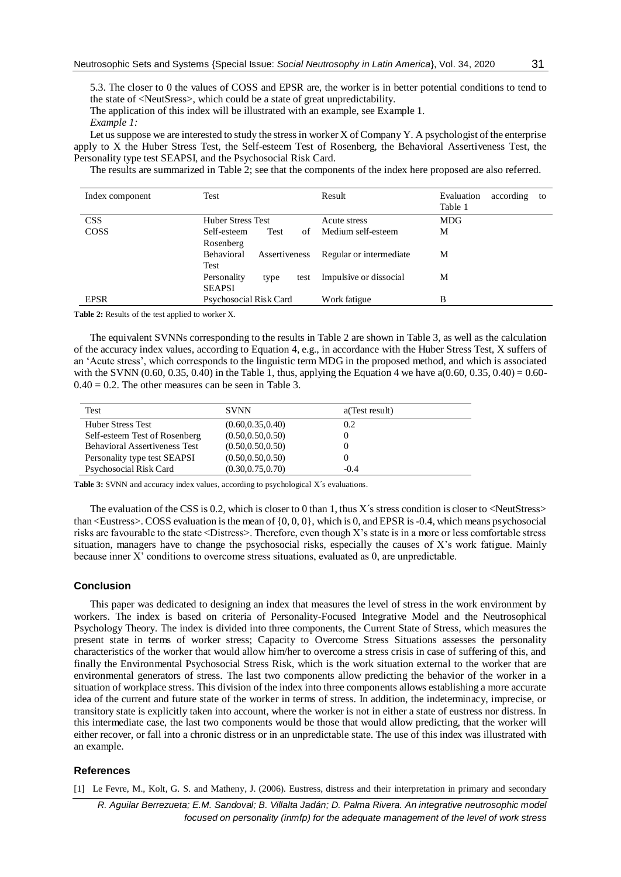5.3. The closer to 0 the values of COSS and EPSR are, the worker is in better potential conditions to tend to the state of <NeutSress>, which could be a state of great unpredictability.

The application of this index will be illustrated with an example, see Example 1.

*Example 1:*

Let us suppose we are interested to study the stress in worker X of Company Y. A psychologist of the enterprise apply to X the Huber Stress Test, the Self-esteem Test of Rosenberg, the Behavioral Assertiveness Test, the Personality type test SEAPSI, and the Psychosocial Risk Card.

The results are summarized in Table 2; see that the components of the index here proposed are also referred.

| Index component | Test | Result | Evaluation according to Table 1 |
|---|---|---|---|
| CSS | Huber Stress Test | Acute stress | MDG |
| COSS | Self-esteem Test of Rosenberg | Medium self-esteem | M |
| | Behavioral Assertiveness Test | Regular or intermediate | M |
| | Personality type test SEAPSI | Impulsive or dissocial | M |
| EPSR | Psychosocial Risk Card | Work fatigue | B |

**Table 2:** Results of the test applied to worker X.

The equivalent SVNNs corresponding to the results in Table 2 are shown in Table 3, as well as the calculation of the accuracy index values, according to Equation 4, e.g., in accordance with the Huber Stress Test, X suffers of an 'Acute stress', which corresponds to the linguistic term MDG in the proposed method, and which is associated with the SVNN (0.60, 0.35, 0.40) in the Table 1, thus, applying the Equation 4 we have $a(0.60, 0.35, 0.40) = 0.60 - 0.40 = 0.2$. The other measures can be seen in Table 3.

| Test | SVNN | a(Test result) |
|---|---|---|
| Huber Stress Test | (0.60,0.35,0.40) | 0.2 |
| Self-esteem Test of Rosenberg | (0.50,0.50,0.50) | 0 |
| Behavioral Assertiveness Test | (0.50,0.50,0.50) | 0 |
| Personality type test SEAPSI | (0.50,0.50,0.50) | 0 |
| Psychosocial Risk Card | (0.30,0.75,0.70) | -0.4 |

**Table 3:** SVNN and accuracy index values, according to psychological X´s evaluations.

The evaluation of the CSS is 0.2, which is closer to 0 than 1, thus X´s stress condition is closer to <NeutStress> than <Eustress>. COSS evaluation is the mean of {0, 0, 0}, which is 0, and EPSR is -0.4, which means psychosocial risks are favourable to the state <Distress>. Therefore, even though X's state is in a more or less comfortable stress situation, managers have to change the psychosocial risks, especially the causes of X's work fatigue. Mainly because inner X' conditions to overcome stress situations, evaluated as 0, are unpredictable.

## Conclusion

This paper was dedicated to designing an index that measures the level of stress in the work environment by workers. The index is based on criteria of Personality-Focused Integrative Model and the Neutrosophical Psychology Theory. The index is divided into three components, the Current State of Stress, which measures the present state in terms of worker stress; Capacity to Overcome Stress Situations assesses the personality characteristics of the worker that would allow him/her to overcome a stress crisis in case of suffering of this, and finally the Environmental Psychosocial Stress Risk, which is the work situation external to the worker that are environmental generators of stress. The last two components allow predicting the behavior of the worker in a situation of workplace stress. This division of the index into three components allows establishing a more accurate idea of the current and future state of the worker in terms of stress. In addition, the indeterminacy, imprecise, or transitory state is explicitly taken into account, where the worker is not in either a state of eustress nor distress. In this intermediate case, the last two components would be those that would allow predicting, that the worker will either recover, or fall into a chronic distress or in an unpredictable state. The use of this index was illustrated with an example.

## References

[1] Le Fevre, M., Kolt, G. S. and Matheny, J. (2006). Eustress, distress and their interpretation in primary and secondary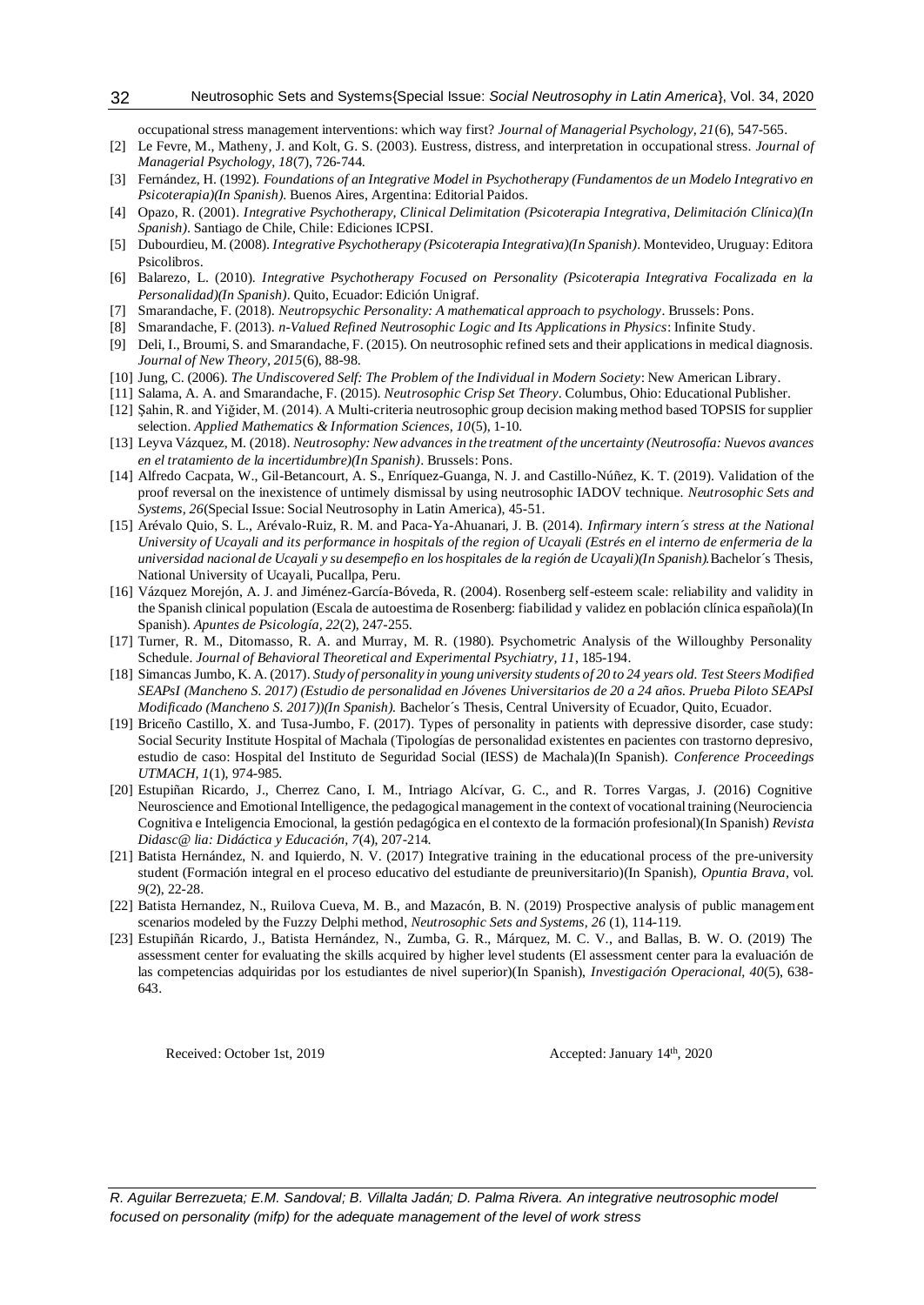occupational stress management interventions: which way first? *Journal of Managerial Psychology, 21*(6), 547-565.

[2] Le Fevre, M., Matheny, J. and Kolt, G. S. (2003). Eustress, distress, and interpretation in occupational stress. *Journal of Managerial Psychology, 18*(7), 726-744.

[3] Fernández, H. (1992). *Foundations of an Integrative Model in Psychotherapy (Fundamentos de un Modelo Integrativo en Psicoterapia)(In Spanish)*. Buenos Aires, Argentina: Editorial Paidos.

[4] Opazo, R. (2001). *Integrative Psychotherapy, Clinical Delimitation (Psicoterapia Integrativa, Delimitación Clínica)(In Spanish)*. Santiago de Chile, Chile: Ediciones ICPSI.

[5] Dubourdieu, M. (2008). *Integrative Psychotherapy (Psicoterapia Integrativa)(In Spanish)*. Montevideo, Uruguay: Editora Psicolibros.

[6] Balarezo, L. (2010). *Integrative Psychotherapy Focused on Personality (Psicoterapia Integrativa Focalizada en la Personalidad)(In Spanish)*. Quito, Ecuador: Edición Unigraf.

[7] Smarandache, F. (2018). *Neutropsychic Personality: A mathematical approach to psychology*. Brussels: Pons.

[8] Smarandache, F. (2013). *n-Valued Refined Neutrosophic Logic and Its Applications in Physics*: Infinite Study.

[9] Deli, I., Broumi, S. and Smarandache, F. (2015). On neutrosophic refined sets and their applications in medical diagnosis. *Journal of New Theory, 2015*(6), 88-98.

[10] Jung, C. (2006). *The Undiscovered Self: The Problem of the Individual in Modern Society*: New American Library.

[11] Salama, A. A. and Smarandache, F. (2015). *Neutrosophic Crisp Set Theory*. Columbus, Ohio: Educational Publisher.

[12] Şahin, R. and Yiğider, M. (2014). A Multi-criteria neutrosophic group decision making method based TOPSIS for supplier selection. *Applied Mathematics & Information Sciences, 10*(5), 1-10.

[13] Leyva Vázquez, M. (2018). *Neutrosophy: New advances in the treatment of the uncertainty (Neutrosofía: Nuevos avances en el tratamiento de la incertidumbre)(In Spanish)*. Brussels: Pons.

[14] Alfredo Cacpata, W., Gil-Betancourt, A. S., Enríquez-Guanga, N. J. and Castillo-Núñez, K. T. (2019). Validation of the proof reversal on the inexistence of untimely dismissal by using neutrosophic IADOV technique. *Neutrosophic Sets and Systems, 26*(Special Issue: Social Neutrosophy in Latin America), 45-51.

[15] Arévalo Quio, S. L., Arévalo-Ruiz, R. M. and Paca-Ya-Ahuanari, J. B. (2014). *Infirmary intern´s stress at the National University of Ucayali and its performance in hospitals of the region of Ucayali (Estrés en el interno de enfermería de la universidad nacional de Ucayali y su desempeño en los hospitales de la región de Ucayali)(In Spanish).* Bachelor´s Thesis, National University of Ucayali, Pucallpa, Peru.

[16] Vázquez Morejón, A. J. and Jiménez-García-Bóveda, R. (2004). Rosenberg self-esteem scale: reliability and validity in the Spanish clinical population (Escala de autoestima de Rosenberg: fiabilidad y validez en población clínica española)(In Spanish). *Apuntes de Psicología, 22*(2), 247-255.

[17] Turner, R. M., Ditomasso, R. A. and Murray, M. R. (1980). Psychometric Analysis of the Willoughby Personality Schedule. *Journal of Behavioral Theoretical and Experimental Psychiatry, 11*, 185-194.

[18] Simancas Jumbo, K. A. (2017). *Study of personality in young university students of 20 to 24 years old. Test Steers Modified SEAPsI (Mancheno S. 2017) (Estudio de personalidad en Jóvenes Universitarios de 20 a 24 años. Prueba Piloto SEAPsI Modificado (Mancheno S. 2017))(In Spanish).* Bachelor´s Thesis, Central University of Ecuador, Quito, Ecuador.

[19] Briceño Castillo, X. and Tusa-Jumbo, F. (2017). Types of personality in patients with depressive disorder, case study: Social Security Institute Hospital of Machala (Tipologías de personalidad existentes en pacientes con trastorno depresivo, estudio de caso: Hospital del Instituto de Seguridad Social (IESS) de Machala)(In Spanish). *Conference Proceedings UTMACH, 1*(1), 974-985.

[20] Estupiñan Ricardo, J., Cherrez Cano, I. M., Intriago Alcívar, G. C., and R. Torres Vargas, J. (2016) Cognitive Neuroscience and Emotional Intelligence, the pedagogical management in the context of vocational training (Neurociencia Cognitiva e Inteligencia Emocional, la gestión pedagógica en el contexto de la formación profesional)(In Spanish) *Revista Didasc@ lia: Didáctica y Educación, 7*(4), 207-214.

[21] Batista Hernández, N. and Iquierdo, N. V. (2017) Integrative training in the educational process of the pre-university student (Formación integral en el proceso educativo del estudiante de preuniversitario)(In Spanish), *Opuntia Brava*, vol. *9*(2), 22-28.

[22] Batista Hernandez, N., Ruilova Cueva, M. B., and Mazacón, B. N. (2019) Prospective analysis of public management scenarios modeled by the Fuzzy Delphi method, *Neutrosophic Sets and Systems, 26* (1), 114-119.

[23] Estupiñán Ricardo, J., Batista Hernández, N., Zumba, G. R., Márquez, M. C. V., and Ballas, B. W. O. (2019) The assessment center for evaluating the skills acquired by higher level students (El assessment center para la evaluación de las competencias adquiridas por los estudiantes de nivel superior)(In Spanish), *Investigación Operacional, 40*(5), 638-643.

Received: October 1st, 2019 Accepted: January 14th, 2020